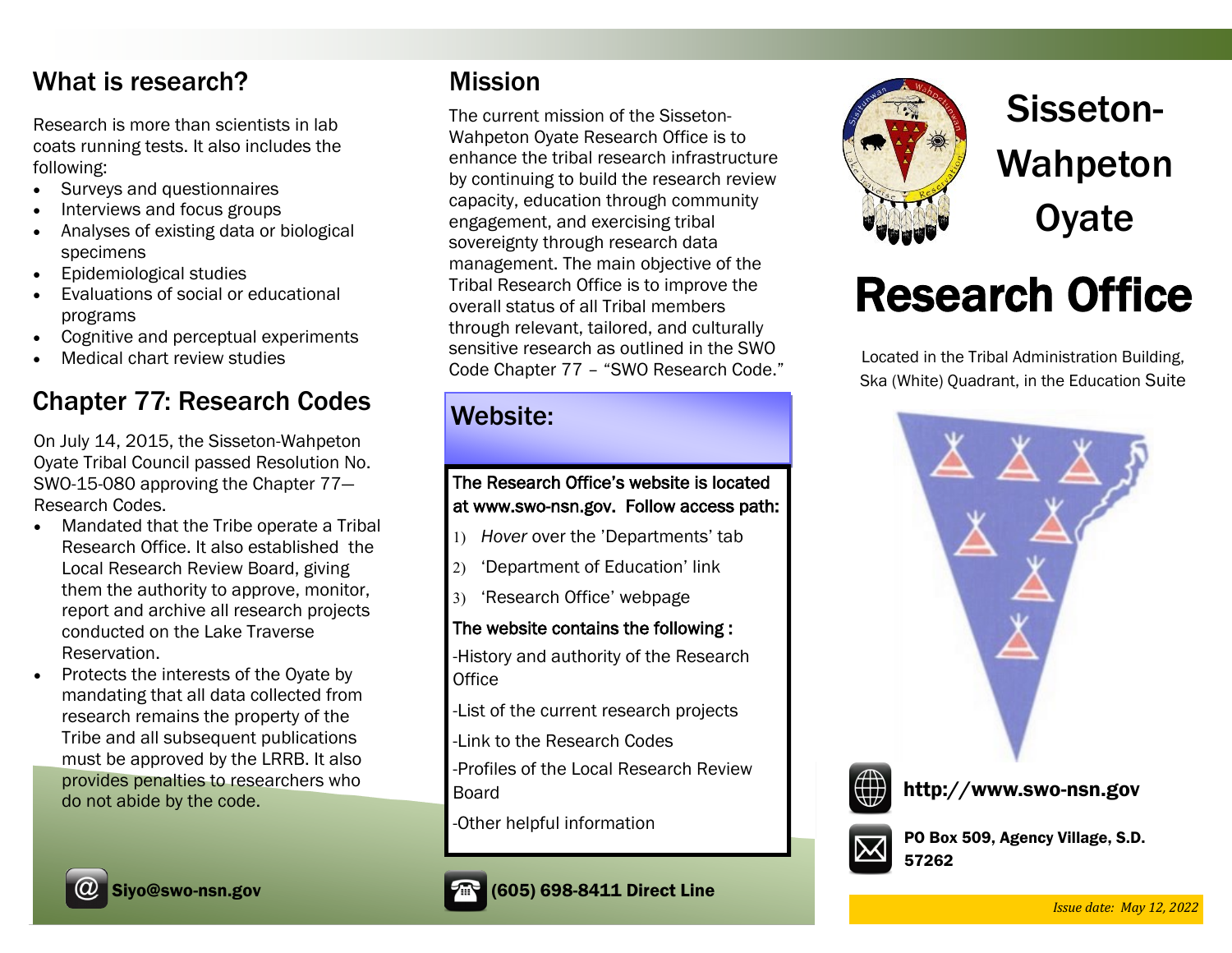## What is research?

Research is more than scientists in lab coats running tests. It also includes the following:

- Surveys and questionnaires
- Interviews and focus groups
- Analyses of existing data or biological specimens
- Epidemiological studies
- Evaluations of social or educational programs
- Cognitive and perceptual experiments
- Medical chart review studies

## Chapter 77: Research Codes

On July 14, 2015, the Sisseton-Wahpeton Oyate Tribal Council passed Resolution No. SWO-15-080 approving the Chapter 77—Research Codes.

- Mandated that the Tribe operate a Tribal Research Office. It also established the Local Research Review Board, giving them the authority to approve, monitor, report and archive all research projects conducted on the Lake Traverse Reservation.
- Protects the interests of the Oyate by mandating that all data collected from research remains the property of the Tribe and all subsequent publications must be approved by the LRRB. It also provides penalties to researchers who do not abide by the code.

**Siyo@swo-nsn.gov**

## Mission

The current mission of the Sisseton-Wahpeton Oyate Research Office is to enhance the tribal research infrastructure by continuing to build the research review capacity, education through community engagement, and exercising tribal sovereignty through research data management. The main objective of the Tribal Research Office is to improve the overall status of all Tribal members through relevant, tailored, and culturally sensitive research as outlined in the SWO Code Chapter 77 – "SWO Research Code."

## Website:

**The Research Office's website is located at www.swo-nsn.gov. Follow access path:**

1) *Hover* over the 'Departments' tab
2) 'Department of Education' link
3) 'Research Office' webpage

**The website contains the following :**

-History and authority of the Research Office

-List of the current research projects

-Link to the Research Codes

-Profiles of the Local Research Review Board

-Other helpful information

**(605) 698-8411 Direct Line**

# Sisseton-Wahpeton Oyate

# Research Office

Located in the Tribal Administration Building, Ska (White) Quadrant, in the Education Suite

**http://www.swo-nsn.gov**

**PO Box 509, Agency Village, S.D. 57262**

*Issue date: May 12, 2022*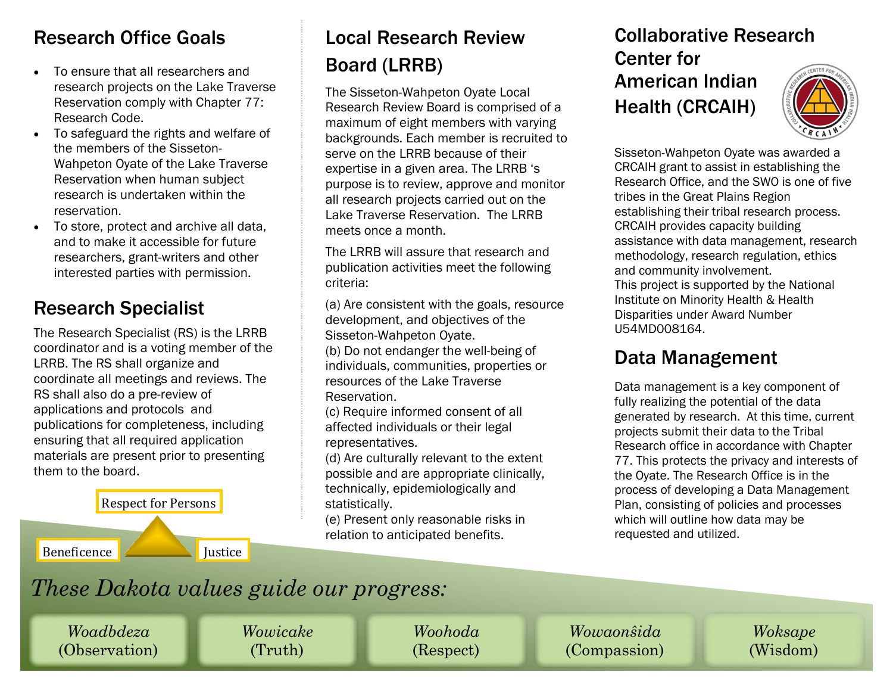## Research Office Goals

- To ensure that all researchers and research projects on the Lake Traverse Reservation comply with Chapter 77: Research Code.
- To safeguard the rights and welfare of the members of the Sisseton-Wahpeton Oyate of the Lake Traverse Reservation when human subject research is undertaken within the reservation.
- To store, protect and archive all data, and to make it accessible for future researchers, grant-writers and other interested parties with permission.

## Research Specialist

The Research Specialist (RS) is the LRRB coordinator and is a voting member of the LRRB. The RS shall organize and coordinate all meetings and reviews. The RS shall also do a pre-review of applications and protocols and publications for completeness, including ensuring that all required application materials are present prior to presenting them to the board.

## Local Research Review Board (LRRB)

The Sisseton-Wahpeton Oyate Local Research Review Board is comprised of a maximum of eight members with varying backgrounds. Each member is recruited to serve on the LRRB because of their expertise in a given area. The LRRB 's purpose is to review, approve and monitor all research projects carried out on the Lake Traverse Reservation. The LRRB meets once a month.

The LRRB will assure that research and publication activities meet the following criteria:

(a) Are consistent with the goals, resource development, and objectives of the Sisseton-Wahpeton Oyate.
(b) Do not endanger the well-being of individuals, communities, properties or resources of the Lake Traverse Reservation.
(c) Require informed consent of all affected individuals or their legal representatives.
(d) Are culturally relevant to the extent possible and are appropriate clinically, technically, epidemiologically and statistically.
(e) Present only reasonable risks in relation to anticipated benefits.

## Collaborative Research Center for American Indian Health (CRCAIH)

Sisseton-Wahpeton Oyate was awarded a CRCAIH grant to assist in establishing the Research Office, and the SWO is one of five tribes in the Great Plains Region establishing their tribal research process. CRCAIH provides capacity building assistance with data management, research methodology, research regulation, ethics and community involvement.
This project is supported by the National Institute on Minority Health & Health Disparities under Award Number U54MD008164.

## Data Management

Data management is a key component of fully realizing the potential of the data generated by research. At this time, current projects submit their data to the Tribal Research office in accordance with Chapter 77. This protects the privacy and interests of the Oyate. The Research Office is in the process of developing a Data Management Plan, consisting of policies and processes which will outline how data may be requested and utilized.

Respect for Persons

Beneficence

Justice

*These Dakota values guide our progress:*

*Woadbdeza* (Observation)

*Wowicake* (Truth)

*Woohoda* (Respect)

*Wowaonŝida* (Compassion)

*Woksape* (Wisdom)